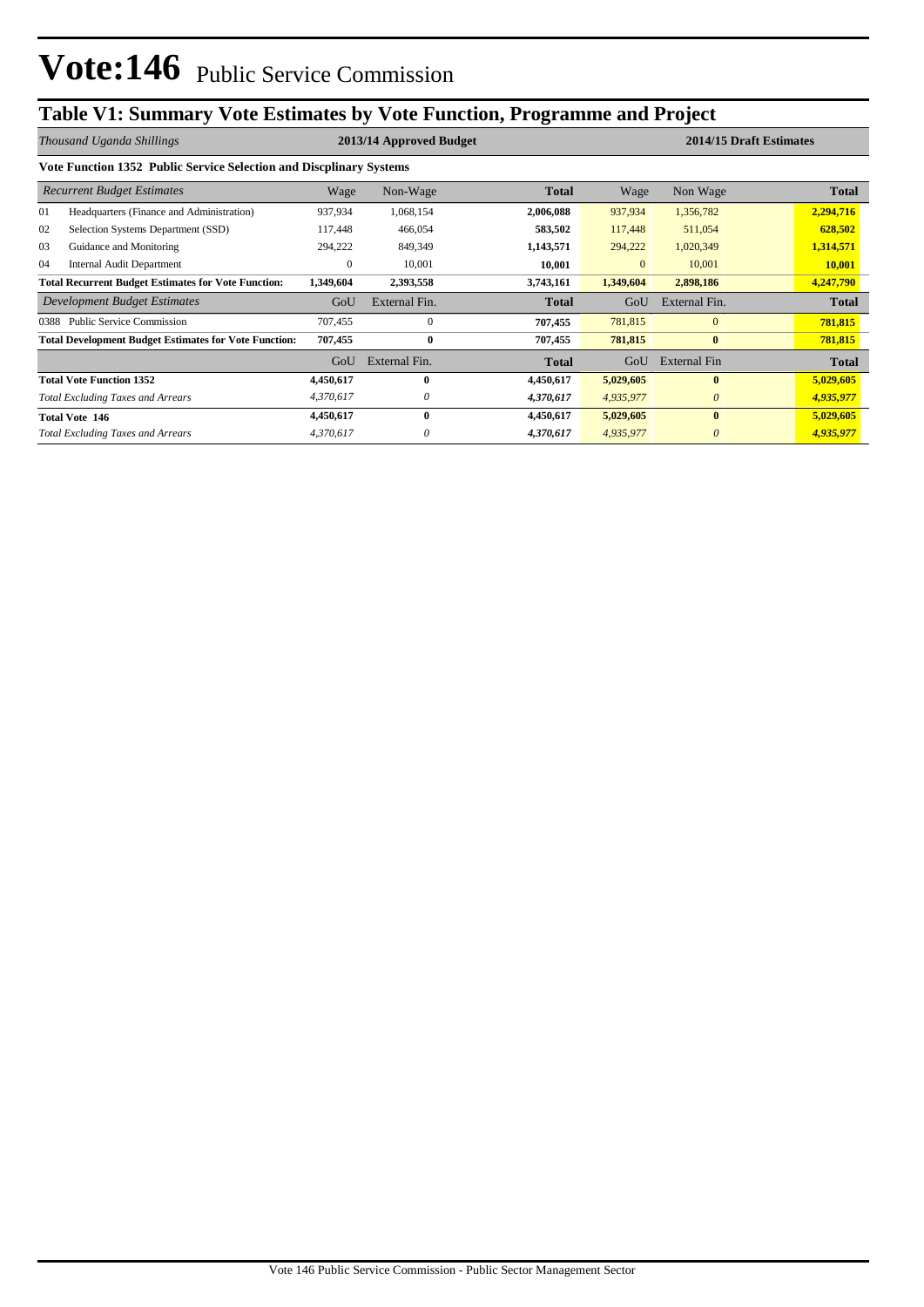# Vote:146 Public Service Commission

## Table V1: Summary Vote Estimates by Vote Function, Programme and Project

| *Thousand Uganda Shillings* | 2013/14 Approved Budget | | | 2014/15 Draft Estimates | | |
|---|---|---|---|---|---|---|
| **Vote Function 1352 Public Service Selection and Discplinary Systems** | | | | | | |
| *Recurrent Budget Estimates* | Wage | Non-Wage | **Total** | Wage | Non Wage | **Total** |
| 01 Headquarters (Finance and Administration) | 937,934 | 1,068,154 | **2,006,088** | 937,934 | 1,356,782 | **2,294,716** |
| 02 Selection Systems Department (SSD) | 117,448 | 466,054 | **583,502** | 117,448 | 511,054 | **628,502** |
| 03 Guidance and Monitoring | 294,222 | 849,349 | **1,143,571** | 294,222 | 1,020,349 | **1,314,571** |
| 04 Internal Audit Department | 0 | 10,001 | **10,001** | 0 | 10,001 | **10,001** |
| **Total Recurrent Budget Estimates for Vote Function:** | **1,349,604** | **2,393,558** | **3,743,161** | **1,349,604** | **2,898,186** | **4,247,790** |
| *Development Budget Estimates* | GoU | External Fin. | **Total** | GoU | External Fin. | **Total** |
| 0388 Public Service Commission | 707,455 | 0 | **707,455** | 781,815 | 0 | **781,815** |
| **Total Development Budget Estimates for Vote Function:** | **707,455** | **0** | **707,455** | **781,815** | **0** | **781,815** |
| | GoU | External Fin. | **Total** | GoU | External Fin | **Total** |
| **Total Vote Function 1352** | **4,450,617** | **0** | **4,450,617** | **5,029,605** | **0** | **5,029,605** |
| *Total Excluding Taxes and Arrears* | *4,370,617* | *0* | ***4,370,617*** | *4,935,977* | *0* | ***4,935,977*** |
| **Total Vote 146** | **4,450,617** | **0** | **4,450,617** | **5,029,605** | **0** | **5,029,605** |
| *Total Excluding Taxes and Arrears* | *4,370,617* | *0* | ***4,370,617*** | *4,935,977* | *0* | ***4,935,977*** |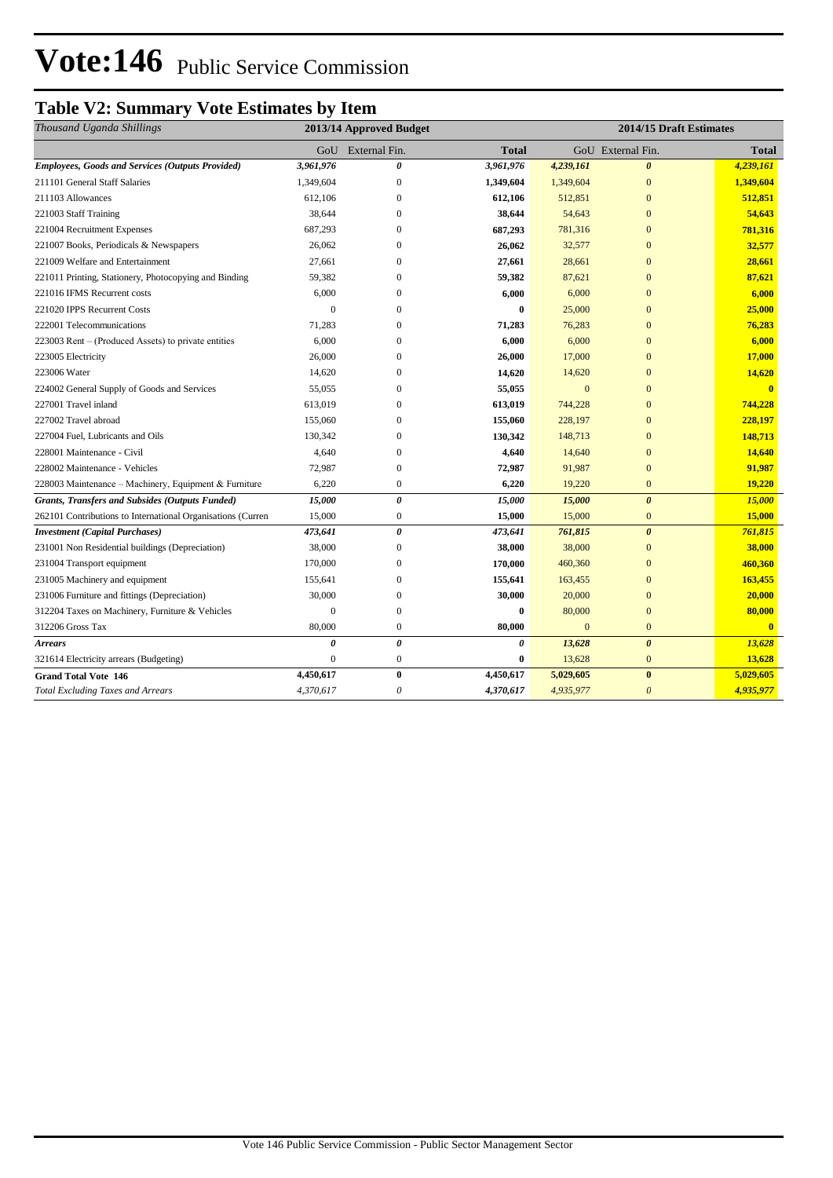# Vote:146 Public Service Commission

## Table V2: Summary Vote Estimates by Item

| *Thousand Uganda Shillings* | 2013/14 Approved Budget | | | 2014/15 Draft Estimates | | |
|---|---|---|---|---|---|---|
| | GoU | External Fin. | **Total** | GoU | External Fin. | **Total** |
| ***Employees, Goods and Services (Outputs Provided)*** | ***3,961,976*** | ***0*** | ***3,961,976*** | ***4,239,161*** | ***0*** | ***4,239,161*** |
| 211101 General Staff Salaries | 1,349,604 | 0 | **1,349,604** | 1,349,604 | 0 | **1,349,604** |
| 211103 Allowances | 612,106 | 0 | **612,106** | 512,851 | 0 | **512,851** |
| 221003 Staff Training | 38,644 | 0 | **38,644** | 54,643 | 0 | **54,643** |
| 221004 Recruitment Expenses | 687,293 | 0 | **687,293** | 781,316 | 0 | **781,316** |
| 221007 Books, Periodicals & Newspapers | 26,062 | 0 | **26,062** | 32,577 | 0 | **32,577** |
| 221009 Welfare and Entertainment | 27,661 | 0 | **27,661** | 28,661 | 0 | **28,661** |
| 221011 Printing, Stationery, Photocopying and Binding | 59,382 | 0 | **59,382** | 87,621 | 0 | **87,621** |
| 221016 IFMS Recurrent costs | 6,000 | 0 | **6,000** | 6,000 | 0 | **6,000** |
| 221020 IPPS Recurrent Costs | 0 | 0 | **0** | 25,000 | 0 | **25,000** |
| 222001 Telecommunications | 71,283 | 0 | **71,283** | 76,283 | 0 | **76,283** |
| 223003 Rent – (Produced Assets) to private entities | 6,000 | 0 | **6,000** | 6,000 | 0 | **6,000** |
| 223005 Electricity | 26,000 | 0 | **26,000** | 17,000 | 0 | **17,000** |
| 223006 Water | 14,620 | 0 | **14,620** | 14,620 | 0 | **14,620** |
| 224002 General Supply of Goods and Services | 55,055 | 0 | **55,055** | 0 | 0 | **0** |
| 227001 Travel inland | 613,019 | 0 | **613,019** | 744,228 | 0 | **744,228** |
| 227002 Travel abroad | 155,060 | 0 | **155,060** | 228,197 | 0 | **228,197** |
| 227004 Fuel, Lubricants and Oils | 130,342 | 0 | **130,342** | 148,713 | 0 | **148,713** |
| 228001 Maintenance - Civil | 4,640 | 0 | **4,640** | 14,640 | 0 | **14,640** |
| 228002 Maintenance - Vehicles | 72,987 | 0 | **72,987** | 91,987 | 0 | **91,987** |
| 228003 Maintenance – Machinery, Equipment & Furniture | 6,220 | 0 | **6,220** | 19,220 | 0 | **19,220** |
| ***Grants, Transfers and Subsides (Outputs Funded)*** | ***15,000*** | ***0*** | ***15,000*** | ***15,000*** | ***0*** | ***15,000*** |
| 262101 Contributions to International Organisations (Curren | 15,000 | 0 | **15,000** | 15,000 | 0 | **15,000** |
| ***Investment (Capital Purchases)*** | ***473,641*** | ***0*** | ***473,641*** | ***761,815*** | ***0*** | ***761,815*** |
| 231001 Non Residential buildings (Depreciation) | 38,000 | 0 | **38,000** | 38,000 | 0 | **38,000** |
| 231004 Transport equipment | 170,000 | 0 | **170,000** | 460,360 | 0 | **460,360** |
| 231005 Machinery and equipment | 155,641 | 0 | **155,641** | 163,455 | 0 | **163,455** |
| 231006 Furniture and fittings (Depreciation) | 30,000 | 0 | **30,000** | 20,000 | 0 | **20,000** |
| 312204 Taxes on Machinery, Furniture & Vehicles | 0 | 0 | **0** | 80,000 | 0 | **80,000** |
| 312206 Gross Tax | 80,000 | 0 | **80,000** | 0 | 0 | **0** |
| ***Arrears*** | ***0*** | ***0*** | ***0*** | ***13,628*** | ***0*** | ***13,628*** |
| 321614 Electricity arrears (Budgeting) | 0 | 0 | **0** | 13,628 | 0 | **13,628** |
| **Grand Total Vote 146** | **4,450,617** | **0** | **4,450,617** | **5,029,605** | **0** | **5,029,605** |
| *Total Excluding Taxes and Arrears* | *4,370,617* | *0* | *4,370,617* | *4,935,977* | *0* | *4,935,977* |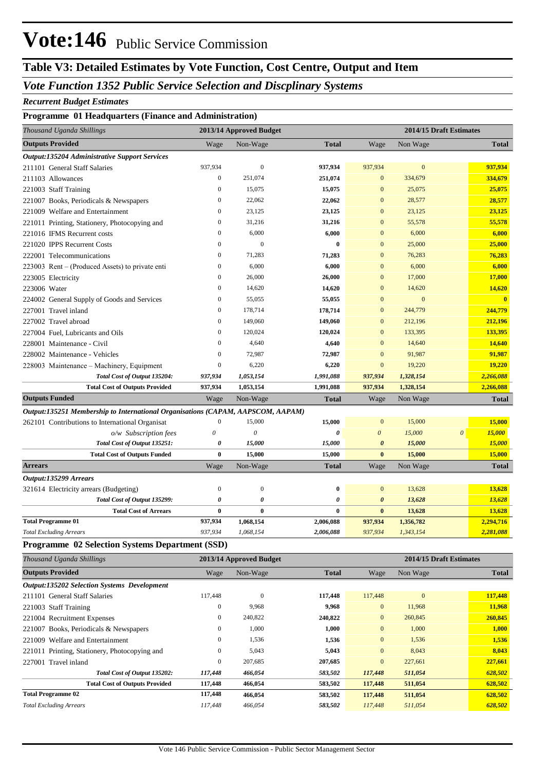# Vote:146 Public Service Commission

## Table V3: Detailed Estimates by Vote Function, Cost Centre, Output and Item

### *Vote Function 1352 Public Service Selection and Discplinary Systems*

***Recurrent Budget Estimates***

#### Programme 01 Headquarters (Finance and Administration)

| *Thousand Uganda Shillings* | 2013/14 Approved Budget | | | 2014/15 Draft Estimates | | |
|---|---|---|---|---|---|---|
| **Outputs Provided** | Wage | Non-Wage | **Total** | Wage | Non Wage | **Total** |
| ***Output:135204 Administrative Support Services*** | | | | | | |
| 211101 General Staff Salaries | 937,934 | 0 | **937,934** | 937,934 | 0 | **937,934** |
| 211103 Allowances | 0 | 251,074 | **251,074** | 0 | 334,679 | **334,679** |
| 221003 Staff Training | 0 | 15,075 | **15,075** | 0 | 25,075 | **25,075** |
| 221007 Books, Periodicals & Newspapers | 0 | 22,062 | **22,062** | 0 | 28,577 | **28,577** |
| 221009 Welfare and Entertainment | 0 | 23,125 | **23,125** | 0 | 23,125 | **23,125** |
| 221011 Printing, Stationery, Photocopying and | 0 | 31,216 | **31,216** | 0 | 55,578 | **55,578** |
| 221016 IFMS Recurrent costs | 0 | 6,000 | **6,000** | 0 | 6,000 | **6,000** |
| 221020 IPPS Recurrent Costs | 0 | 0 | **0** | 0 | 25,000 | **25,000** |
| 222001 Telecommunications | 0 | 71,283 | **71,283** | 0 | 76,283 | **76,283** |
| 223003 Rent – (Produced Assets) to private enti | 0 | 6,000 | **6,000** | 0 | 6,000 | **6,000** |
| 223005 Electricity | 0 | 26,000 | **26,000** | 0 | 17,000 | **17,000** |
| 223006 Water | 0 | 14,620 | **14,620** | 0 | 14,620 | **14,620** |
| 224002 General Supply of Goods and Services | 0 | 55,055 | **55,055** | 0 | 0 | **0** |
| 227001 Travel inland | 0 | 178,714 | **178,714** | 0 | 244,779 | **244,779** |
| 227002 Travel abroad | 0 | 149,060 | **149,060** | 0 | 212,196 | **212,196** |
| 227004 Fuel, Lubricants and Oils | 0 | 120,024 | **120,024** | 0 | 133,395 | **133,395** |
| 228001 Maintenance - Civil | 0 | 4,640 | **4,640** | 0 | 14,640 | **14,640** |
| 228002 Maintenance - Vehicles | 0 | 72,987 | **72,987** | 0 | 91,987 | **91,987** |
| 228003 Maintenance – Machinery, Equipment | 0 | 6,220 | **6,220** | 0 | 19,220 | **19,220** |
| ***Total Cost of Output 135204:*** | ***937,934*** | ***1,053,154*** | ***1,991,088*** | ***937,934*** | ***1,328,154*** | ***2,266,088*** |
| **Total Cost of Outputs Provided** | **937,934** | **1,053,154** | **1,991,088** | **937,934** | **1,328,154** | **2,266,088** |
| **Outputs Funded** | Wage | Non-Wage | **Total** | Wage | Non Wage | **Total** |
| ***Output:135251 Membership to International Organisations (CAPAM, AAPSCOM, AAPAM)*** | | | | | | |
| 262101 Contributions to International Organisat | 0 | 15,000 | **15,000** | 0 | 15,000 | **15,000** |
| *o/w Subscription fees* | *0* | *0* | ***0*** | *0* | *15,000* *0* | ***15,000*** |
| ***Total Cost of Output 135251:*** | ***0*** | ***15,000*** | ***15,000*** | ***0*** | ***15,000*** | ***15,000*** |
| **Total Cost of Outputs Funded** | **0** | **15,000** | **15,000** | **0** | **15,000** | **15,000** |
| **Arrears** | Wage | Non-Wage | **Total** | Wage | Non Wage | **Total** |
| ***Output:135299 Arrears*** | | | | | | |
| 321614 Electricity arrears (Budgeting) | 0 | 0 | **0** | 0 | 13,628 | **13,628** |
| ***Total Cost of Output 135299:*** | ***0*** | ***0*** | ***0*** | ***0*** | ***13,628*** | ***13,628*** |
| **Total Cost of Arrears** | **0** | **0** | **0** | **0** | **13,628** | **13,628** |
| **Total Programme 01** | **937,934** | **1,068,154** | **2,006,088** | **937,934** | **1,356,782** | **2,294,716** |
| *Total Excluding Arrears* | *937,934* | *1,068,154* | *2,006,088* | *937,934* | *1,343,154* | *2,281,088* |

#### Programme 02 Selection Systems Department (SSD)

| *Thousand Uganda Shillings* | 2013/14 Approved Budget | | | 2014/15 Draft Estimates | | |
|---|---|---|---|---|---|---|
| **Outputs Provided** | Wage | Non-Wage | **Total** | Wage | Non Wage | **Total** |
| ***Output:135202 Selection Systems Development*** | | | | | | |
| 211101 General Staff Salaries | 117,448 | 0 | **117,448** | 117,448 | 0 | **117,448** |
| 221003 Staff Training | 0 | 9,968 | **9,968** | 0 | 11,968 | **11,968** |
| 221004 Recruitment Expenses | 0 | 240,822 | **240,822** | 0 | 260,845 | **260,845** |
| 221007 Books, Periodicals & Newspapers | 0 | 1,000 | **1,000** | 0 | 1,000 | **1,000** |
| 221009 Welfare and Entertainment | 0 | 1,536 | **1,536** | 0 | 1,536 | **1,536** |
| 221011 Printing, Stationery, Photocopying and | 0 | 5,043 | **5,043** | 0 | 8,043 | **8,043** |
| 227001 Travel inland | 0 | 207,685 | **207,685** | 0 | 227,661 | **227,661** |
| ***Total Cost of Output 135202:*** | ***117,448*** | ***466,054*** | ***583,502*** | ***117,448*** | ***511,054*** | ***628,502*** |
| **Total Cost of Outputs Provided** | **117,448** | **466,054** | **583,502** | **117,448** | **511,054** | **628,502** |
| **Total Programme 02** | **117,448** | **466,054** | **583,502** | **117,448** | **511,054** | **628,502** |
| *Total Excluding Arrears* | *117,448* | *466,054* | *583,502* | *117,448* | *511,054* | *628,502* |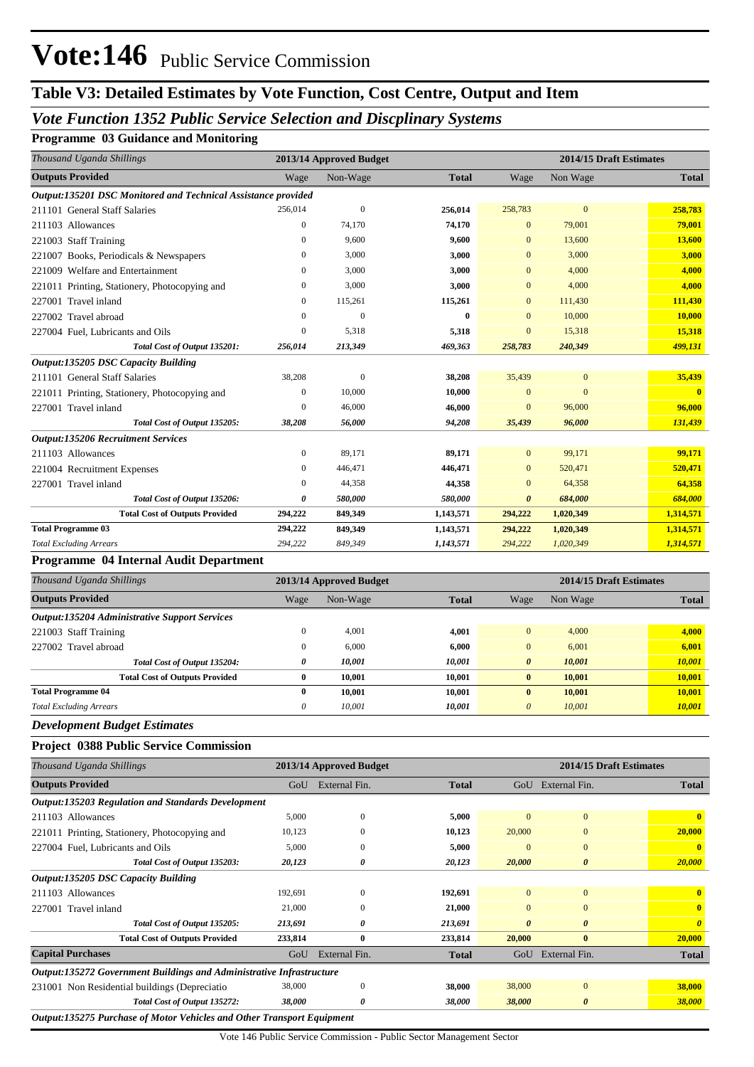# Vote:146 Public Service Commission

## Table V3: Detailed Estimates by Vote Function, Cost Centre, Output and Item

### *Vote Function 1352 Public Service Selection and Discplinary Systems*

**Programme 03 Guidance and Monitoring**

| *Thousand Uganda Shillings* | 2013/14 Approved Budget | | | 2014/15 Draft Estimates | | |
|---|---|---|---|---|---|---|
| **Outputs Provided** | Wage | Non-Wage | **Total** | Wage | Non Wage | **Total** |
| ***Output:135201 DSC Monitored and Technical Assistance provided*** | | | | | | |
| 211101 General Staff Salaries | 256,014 | 0 | **256,014** | 258,783 | 0 | **258,783** |
| 211103 Allowances | 0 | 74,170 | **74,170** | 0 | 79,001 | **79,001** |
| 221003 Staff Training | 0 | 9,600 | **9,600** | 0 | 13,600 | **13,600** |
| 221007 Books, Periodicals & Newspapers | 0 | 3,000 | **3,000** | 0 | 3,000 | **3,000** |
| 221009 Welfare and Entertainment | 0 | 3,000 | **3,000** | 0 | 4,000 | **4,000** |
| 221011 Printing, Stationery, Photocopying and | 0 | 3,000 | **3,000** | 0 | 4,000 | **4,000** |
| 227001 Travel inland | 0 | 115,261 | **115,261** | 0 | 111,430 | **111,430** |
| 227002 Travel abroad | 0 | 0 | **0** | 0 | 10,000 | **10,000** |
| 227004 Fuel, Lubricants and Oils | 0 | 5,318 | **5,318** | 0 | 15,318 | **15,318** |
| ***Total Cost of Output 135201:*** | ***256,014*** | ***213,349*** | ***469,363*** | ***258,783*** | ***240,349*** | ***499,131*** |
| ***Output:135205 DSC Capacity Building*** | | | | | | |
| 211101 General Staff Salaries | 38,208 | 0 | **38,208** | 35,439 | 0 | **35,439** |
| 221011 Printing, Stationery, Photocopying and | 0 | 10,000 | **10,000** | 0 | 0 | **0** |
| 227001 Travel inland | 0 | 46,000 | **46,000** | 0 | 96,000 | **96,000** |
| ***Total Cost of Output 135205:*** | ***38,208*** | ***56,000*** | ***94,208*** | ***35,439*** | ***96,000*** | ***131,439*** |
| ***Output:135206 Recruitment Services*** | | | | | | |
| 211103 Allowances | 0 | 89,171 | **89,171** | 0 | 99,171 | **99,171** |
| 221004 Recruitment Expenses | 0 | 446,471 | **446,471** | 0 | 520,471 | **520,471** |
| 227001 Travel inland | 0 | 44,358 | **44,358** | 0 | 64,358 | **64,358** |
| ***Total Cost of Output 135206:*** | ***0*** | ***580,000*** | ***580,000*** | ***0*** | ***684,000*** | ***684,000*** |
| **Total Cost of Outputs Provided** | **294,222** | **849,349** | **1,143,571** | **294,222** | **1,020,349** | **1,314,571** |
| **Total Programme 03** | **294,222** | **849,349** | **1,143,571** | **294,222** | **1,020,349** | **1,314,571** |
| *Total Excluding Arrears* | *294,222* | *849,349* | *1,143,571* | *294,222* | *1,020,349* | *1,314,571* |

**Programme 04 Internal Audit Department**

| *Thousand Uganda Shillings* | 2013/14 Approved Budget | | | 2014/15 Draft Estimates | | |
|---|---|---|---|---|---|---|
| **Outputs Provided** | Wage | Non-Wage | **Total** | Wage | Non Wage | **Total** |
| ***Output:135204 Administrative Support Services*** | | | | | | |
| 221003 Staff Training | 0 | 4,001 | **4,001** | 0 | 4,000 | **4,000** |
| 227002 Travel abroad | 0 | 6,000 | **6,000** | 0 | 6,001 | **6,001** |
| ***Total Cost of Output 135204:*** | ***0*** | ***10,001*** | ***10,001*** | ***0*** | ***10,001*** | ***10,001*** |
| **Total Cost of Outputs Provided** | **0** | **10,001** | **10,001** | **0** | **10,001** | **10,001** |
| **Total Programme 04** | **0** | **10,001** | **10,001** | **0** | **10,001** | **10,001** |
| *Total Excluding Arrears* | *0* | *10,001* | *10,001* | *0* | *10,001* | *10,001* |

***Development Budget Estimates***

**Project 0388 Public Service Commission**

| *Thousand Uganda Shillings* | 2013/14 Approved Budget | | | 2014/15 Draft Estimates | | |
|---|---|---|---|---|---|---|
| **Outputs Provided** | GoU | External Fin. | **Total** | GoU | External Fin. | **Total** |
| ***Output:135203 Regulation and Standards Development*** | | | | | | |
| 211103 Allowances | 5,000 | 0 | **5,000** | 0 | 0 | **0** |
| 221011 Printing, Stationery, Photocopying and | 10,123 | 0 | **10,123** | 20,000 | 0 | **20,000** |
| 227004 Fuel, Lubricants and Oils | 5,000 | 0 | **5,000** | 0 | 0 | **0** |
| ***Total Cost of Output 135203:*** | ***20,123*** | ***0*** | ***20,123*** | ***20,000*** | ***0*** | ***20,000*** |
| ***Output:135205 DSC Capacity Building*** | | | | | | |
| 211103 Allowances | 192,691 | 0 | **192,691** | 0 | 0 | **0** |
| 227001 Travel inland | 21,000 | 0 | **21,000** | 0 | 0 | **0** |
| ***Total Cost of Output 135205:*** | ***213,691*** | ***0*** | ***213,691*** | ***0*** | ***0*** | ***0*** |
| **Total Cost of Outputs Provided** | **233,814** | **0** | **233,814** | **20,000** | **0** | **20,000** |
| **Capital Purchases** | GoU | External Fin. | **Total** | GoU | External Fin. | **Total** |
| ***Output:135272 Government Buildings and Administrative Infrastructure*** | | | | | | |
| 231001 Non Residential buildings (Depreciatio | 38,000 | 0 | **38,000** | 38,000 | 0 | **38,000** |
| ***Total Cost of Output 135272:*** | ***38,000*** | ***0*** | ***38,000*** | ***38,000*** | ***0*** | ***38,000*** |
| ***Output:135275 Purchase of Motor Vehicles and Other Transport Equipment*** | | | | | | |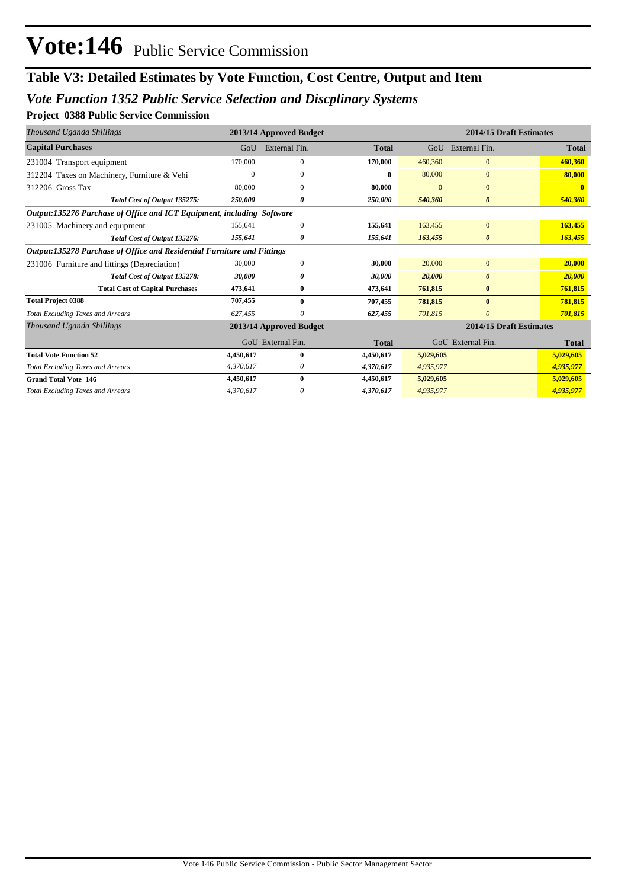# Vote:146 Public Service Commission

## Table V3: Detailed Estimates by Vote Function, Cost Centre, Output and Item

### *Vote Function 1352 Public Service Selection and Discplinary Systems*

**Project 0388 Public Service Commission**

| *Thousand Uganda Shillings* | 2013/14 Approved Budget | | | 2014/15 Draft Estimates | | |
|---|---|---|---|---|---|---|
| **Capital Purchases** | GoU | External Fin. | **Total** | GoU | External Fin. | **Total** |
| 231004 Transport equipment | 170,000 | 0 | **170,000** | 460,360 | 0 | **460,360** |
| 312204 Taxes on Machinery, Furniture & Vehi | 0 | 0 | **0** | 80,000 | 0 | **80,000** |
| 312206 Gross Tax | 80,000 | 0 | **80,000** | 0 | 0 | **0** |
| ***Total Cost of Output 135275:*** | ***250,000*** | ***0*** | ***250,000*** | ***540,360*** | ***0*** | ***540,360*** |
| ***Output:135276 Purchase of Office and ICT Equipment, including Software*** | | | | | | |
| 231005 Machinery and equipment | 155,641 | 0 | **155,641** | 163,455 | 0 | **163,455** |
| ***Total Cost of Output 135276:*** | ***155,641*** | ***0*** | ***155,641*** | ***163,455*** | ***0*** | ***163,455*** |
| ***Output:135278 Purchase of Office and Residential Furniture and Fittings*** | | | | | | |
| 231006 Furniture and fittings (Depreciation) | 30,000 | 0 | **30,000** | 20,000 | 0 | **20,000** |
| ***Total Cost of Output 135278:*** | ***30,000*** | ***0*** | ***30,000*** | ***20,000*** | ***0*** | ***20,000*** |
| **Total Cost of Capital Purchases** | **473,641** | **0** | **473,641** | **761,815** | **0** | **761,815** |
| **Total Project 0388** | **707,455** | **0** | **707,455** | **781,815** | **0** | **781,815** |
| *Total Excluding Taxes and Arrears* | *627,455* | *0* | ***627,455*** | *701,815* | *0* | ***701,815*** |

| *Thousand Uganda Shillings* | 2013/14 Approved Budget | | | 2014/15 Draft Estimates | | |
|---|---|---|---|---|---|---|
| | GoU | External Fin. | **Total** | GoU | External Fin. | **Total** |
| **Total Vote Function 52** | **4,450,617** | **0** | **4,450,617** | **5,029,605** | | **5,029,605** |
| *Total Excluding Taxes and Arrears* | *4,370,617* | *0* | ***4,370,617*** | *4,935,977* | | ***4,935,977*** |
| **Grand Total Vote 146** | **4,450,617** | **0** | **4,450,617** | **5,029,605** | | **5,029,605** |
| *Total Excluding Taxes and Arrears* | *4,370,617* | *0* | ***4,370,617*** | *4,935,977* | | ***4,935,977*** |